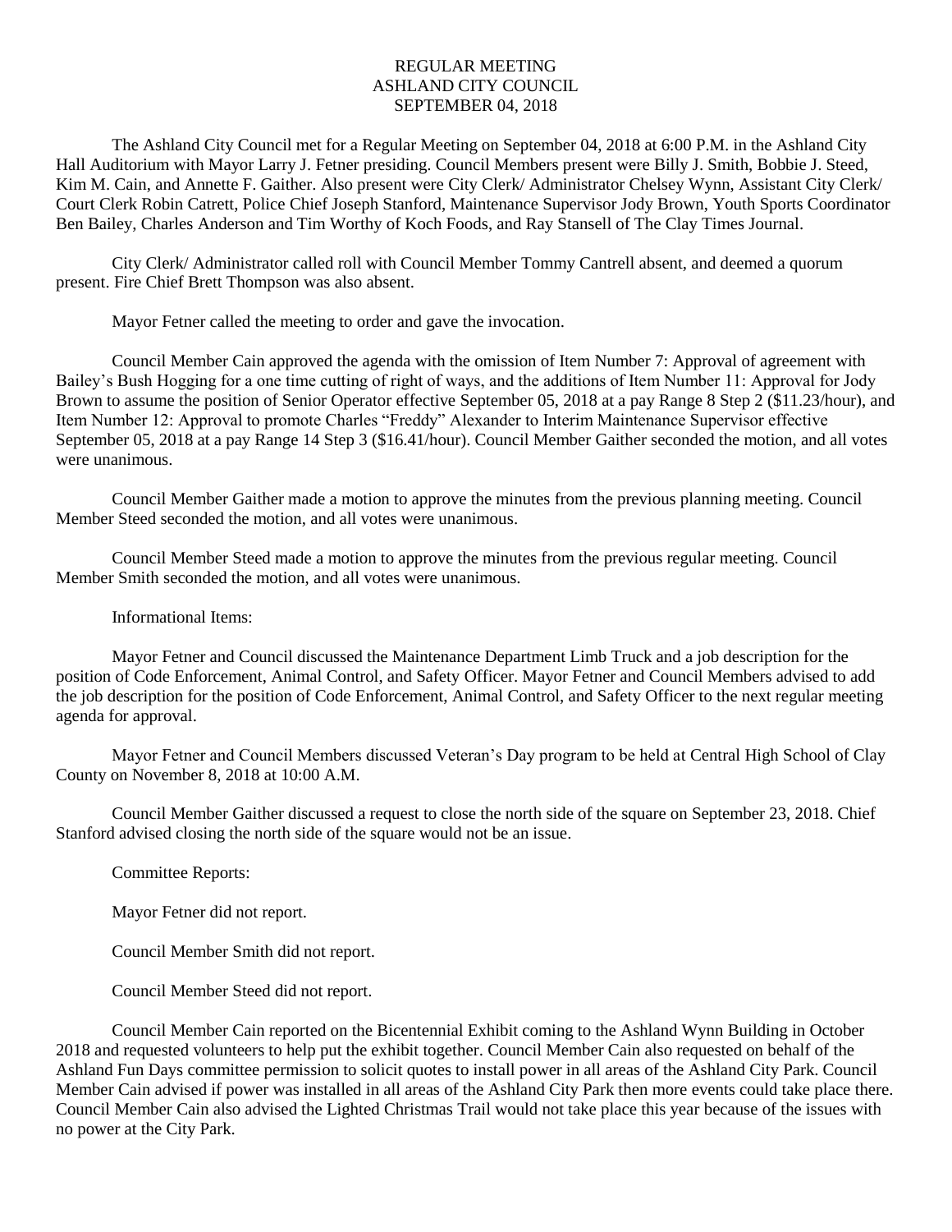# REGULAR MEETING
# ASHLAND CITY COUNCIL
# SEPTEMBER 04, 2018

The Ashland City Council met for a Regular Meeting on September 04, 2018 at 6:00 P.M. in the Ashland City Hall Auditorium with Mayor Larry J. Fetner presiding. Council Members present were Billy J. Smith, Bobbie J. Steed, Kim M. Cain, and Annette F. Gaither. Also present were City Clerk/ Administrator Chelsey Wynn, Assistant City Clerk/ Court Clerk Robin Catrett, Police Chief Joseph Stanford, Maintenance Supervisor Jody Brown, Youth Sports Coordinator Ben Bailey, Charles Anderson and Tim Worthy of Koch Foods, and Ray Stansell of The Clay Times Journal.

City Clerk/ Administrator called roll with Council Member Tommy Cantrell absent, and deemed a quorum present. Fire Chief Brett Thompson was also absent.

Mayor Fetner called the meeting to order and gave the invocation.

Council Member Cain approved the agenda with the omission of Item Number 7: Approval of agreement with Bailey's Bush Hogging for a one time cutting of right of ways, and the additions of Item Number 11: Approval for Jody Brown to assume the position of Senior Operator effective September 05, 2018 at a pay Range 8 Step 2 ($11.23/hour), and Item Number 12: Approval to promote Charles "Freddy" Alexander to Interim Maintenance Supervisor effective September 05, 2018 at a pay Range 14 Step 3 ($16.41/hour). Council Member Gaither seconded the motion, and all votes were unanimous.

Council Member Gaither made a motion to approve the minutes from the previous planning meeting. Council Member Steed seconded the motion, and all votes were unanimous.

Council Member Steed made a motion to approve the minutes from the previous regular meeting. Council Member Smith seconded the motion, and all votes were unanimous.

Informational Items:

Mayor Fetner and Council discussed the Maintenance Department Limb Truck and a job description for the position of Code Enforcement, Animal Control, and Safety Officer. Mayor Fetner and Council Members advised to add the job description for the position of Code Enforcement, Animal Control, and Safety Officer to the next regular meeting agenda for approval.

Mayor Fetner and Council Members discussed Veteran's Day program to be held at Central High School of Clay County on November 8, 2018 at 10:00 A.M.

Council Member Gaither discussed a request to close the north side of the square on September 23, 2018. Chief Stanford advised closing the north side of the square would not be an issue.

Committee Reports:

Mayor Fetner did not report.

Council Member Smith did not report.

Council Member Steed did not report.

Council Member Cain reported on the Bicentennial Exhibit coming to the Ashland Wynn Building in October 2018 and requested volunteers to help put the exhibit together. Council Member Cain also requested on behalf of the Ashland Fun Days committee permission to solicit quotes to install power in all areas of the Ashland City Park. Council Member Cain advised if power was installed in all areas of the Ashland City Park then more events could take place there. Council Member Cain also advised the Lighted Christmas Trail would not take place this year because of the issues with no power at the City Park.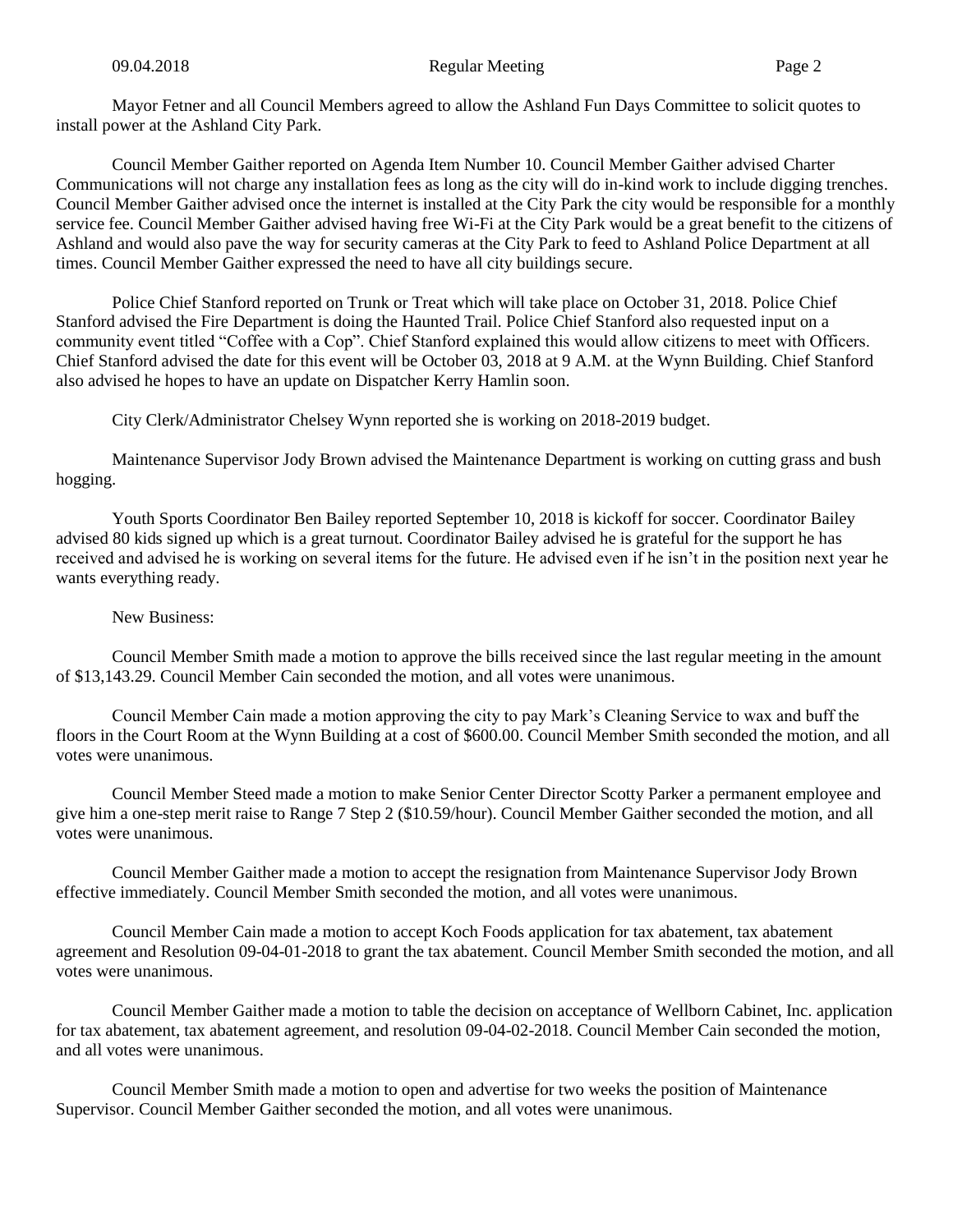Mayor Fetner and all Council Members agreed to allow the Ashland Fun Days Committee to solicit quotes to install power at the Ashland City Park.

Council Member Gaither reported on Agenda Item Number 10. Council Member Gaither advised Charter Communications will not charge any installation fees as long as the city will do in-kind work to include digging trenches. Council Member Gaither advised once the internet is installed at the City Park the city would be responsible for a monthly service fee. Council Member Gaither advised having free Wi-Fi at the City Park would be a great benefit to the citizens of Ashland and would also pave the way for security cameras at the City Park to feed to Ashland Police Department at all times. Council Member Gaither expressed the need to have all city buildings secure.

Police Chief Stanford reported on Trunk or Treat which will take place on October 31, 2018. Police Chief Stanford advised the Fire Department is doing the Haunted Trail. Police Chief Stanford also requested input on a community event titled "Coffee with a Cop". Chief Stanford explained this would allow citizens to meet with Officers. Chief Stanford advised the date for this event will be October 03, 2018 at 9 A.M. at the Wynn Building. Chief Stanford also advised he hopes to have an update on Dispatcher Kerry Hamlin soon.

City Clerk/Administrator Chelsey Wynn reported she is working on 2018-2019 budget.

Maintenance Supervisor Jody Brown advised the Maintenance Department is working on cutting grass and bush hogging.

Youth Sports Coordinator Ben Bailey reported September 10, 2018 is kickoff for soccer. Coordinator Bailey advised 80 kids signed up which is a great turnout. Coordinator Bailey advised he is grateful for the support he has received and advised he is working on several items for the future. He advised even if he isn't in the position next year he wants everything ready.

New Business:

Council Member Smith made a motion to approve the bills received since the last regular meeting in the amount of $13,143.29. Council Member Cain seconded the motion, and all votes were unanimous.

Council Member Cain made a motion approving the city to pay Mark's Cleaning Service to wax and buff the floors in the Court Room at the Wynn Building at a cost of $600.00. Council Member Smith seconded the motion, and all votes were unanimous.

Council Member Steed made a motion to make Senior Center Director Scotty Parker a permanent employee and give him a one-step merit raise to Range 7 Step 2 ($10.59/hour). Council Member Gaither seconded the motion, and all votes were unanimous.

Council Member Gaither made a motion to accept the resignation from Maintenance Supervisor Jody Brown effective immediately. Council Member Smith seconded the motion, and all votes were unanimous.

Council Member Cain made a motion to accept Koch Foods application for tax abatement, tax abatement agreement and Resolution 09-04-01-2018 to grant the tax abatement. Council Member Smith seconded the motion, and all votes were unanimous.

Council Member Gaither made a motion to table the decision on acceptance of Wellborn Cabinet, Inc. application for tax abatement, tax abatement agreement, and resolution 09-04-02-2018. Council Member Cain seconded the motion, and all votes were unanimous.

Council Member Smith made a motion to open and advertise for two weeks the position of Maintenance Supervisor. Council Member Gaither seconded the motion, and all votes were unanimous.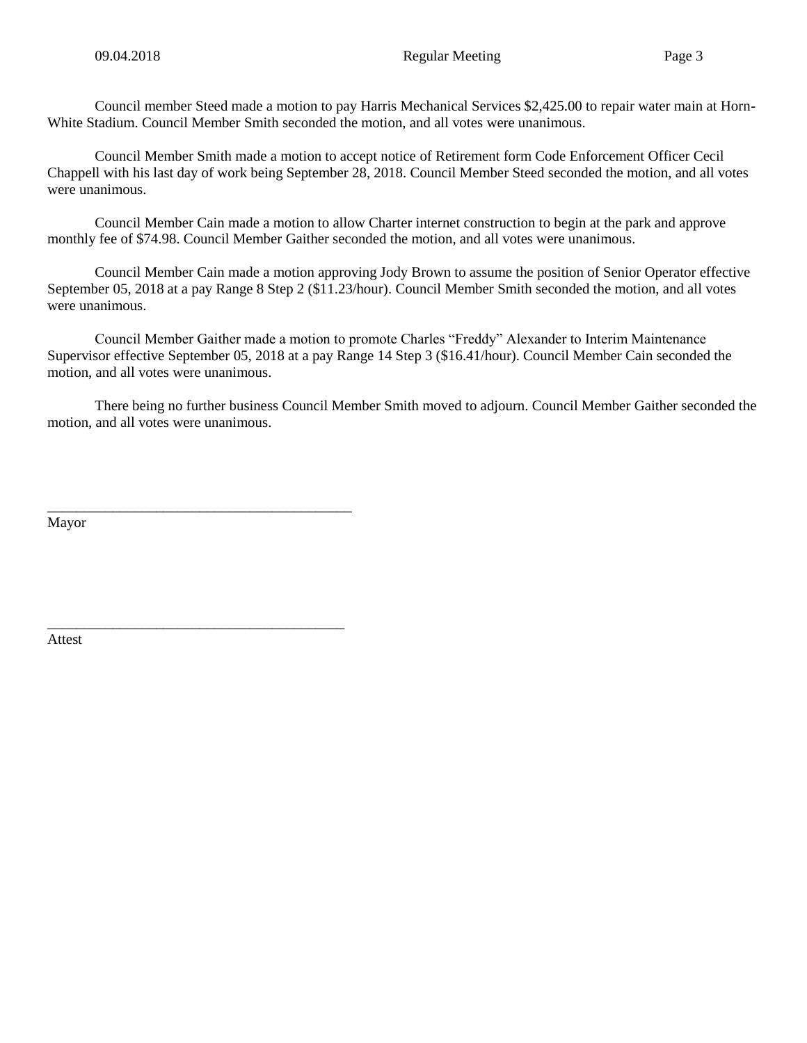Council member Steed made a motion to pay Harris Mechanical Services $2,425.00 to repair water main at Horn-White Stadium. Council Member Smith seconded the motion, and all votes were unanimous.

Council Member Smith made a motion to accept notice of Retirement form Code Enforcement Officer Cecil Chappell with his last day of work being September 28, 2018. Council Member Steed seconded the motion, and all votes were unanimous.

Council Member Cain made a motion to allow Charter internet construction to begin at the park and approve monthly fee of $74.98. Council Member Gaither seconded the motion, and all votes were unanimous.

Council Member Cain made a motion approving Jody Brown to assume the position of Senior Operator effective September 05, 2018 at a pay Range 8 Step 2 ($11.23/hour). Council Member Smith seconded the motion, and all votes were unanimous.

Council Member Gaither made a motion to promote Charles "Freddy" Alexander to Interim Maintenance Supervisor effective September 05, 2018 at a pay Range 14 Step 3 ($16.41/hour). Council Member Cain seconded the motion, and all votes were unanimous.

There being no further business Council Member Smith moved to adjourn. Council Member Gaither seconded the motion, and all votes were unanimous.

\_\_\_\_\_\_\_\_\_\_\_\_\_\_\_\_\_\_\_\_\_\_\_\_\_\_\_\_\_\_\_\_\_\_\_\_\_\_\_\_\_\_

Mayor

\_\_\_\_\_\_\_\_\_\_\_\_\_\_\_\_\_\_\_\_\_\_\_\_\_\_\_\_\_\_\_\_\_\_\_\_\_\_\_\_\_\_

Attest